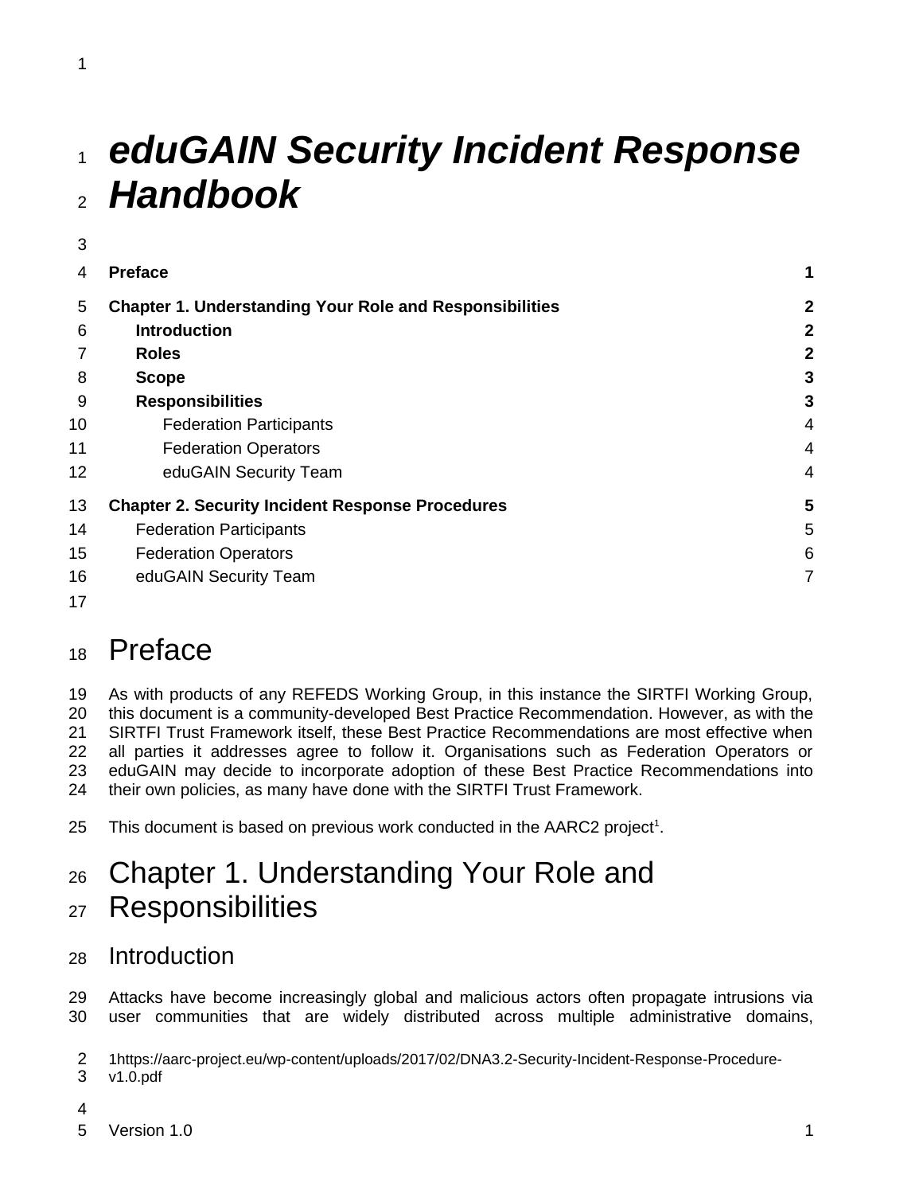# *eduGAIN Security Incident Response Handbook*

| | |
|---|---|
| **Preface** | **1** |
| **Chapter 1. Understanding Your Role and Responsibilities** | **2** |
| **Introduction** | **2** |
| **Roles** | **2** |
| **Scope** | **3** |
| **Responsibilities** | **3** |
| Federation Participants | 4 |
| Federation Operators | 4 |
| eduGAIN Security Team | 4 |
| **Chapter 2. Security Incident Response Procedures** | **5** |
| Federation Participants | 5 |
| Federation Operators | 6 |
| eduGAIN Security Team | 7 |

# Preface

As with products of any REFEDS Working Group, in this instance the SIRTFI Working Group, this document is a community-developed Best Practice Recommendation. However, as with the SIRTFI Trust Framework itself, these Best Practice Recommendations are most effective when all parties it addresses agree to follow it. Organisations such as Federation Operators or eduGAIN may decide to incorporate adoption of these Best Practice Recommendations into their own policies, as many have done with the SIRTFI Trust Framework.

This document is based on previous work conducted in the AARC2 project[1].

# Chapter 1. Understanding Your Role and Responsibilities

## Introduction

Attacks have become increasingly global and malicious actors often propagate intrusions via user communities that are widely distributed across multiple administrative domains,

[1] https://aarc-project.eu/wp-content/uploads/2017/02/DNA3.2-Security-Incident-Response-Procedure-v1.0.pdf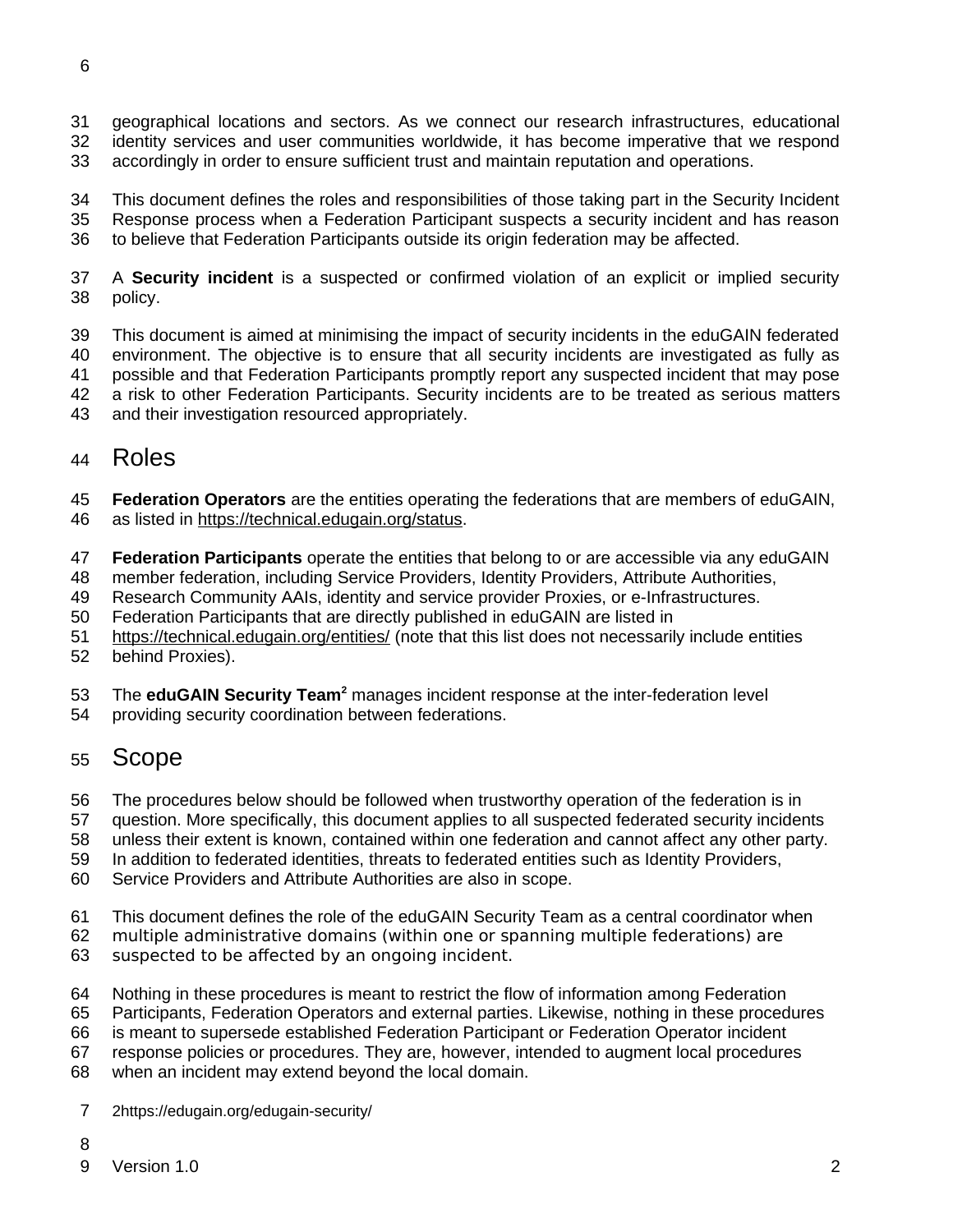geographical locations and sectors. As we connect our research infrastructures, educational identity services and user communities worldwide, it has become imperative that we respond accordingly in order to ensure sufficient trust and maintain reputation and operations.

This document defines the roles and responsibilities of those taking part in the Security Incident Response process when a Federation Participant suspects a security incident and has reason to believe that Federation Participants outside its origin federation may be affected.

A **Security incident** is a suspected or confirmed violation of an explicit or implied security policy.

This document is aimed at minimising the impact of security incidents in the eduGAIN federated environment. The objective is to ensure that all security incidents are investigated as fully as possible and that Federation Participants promptly report any suspected incident that may pose a risk to other Federation Participants. Security incidents are to be treated as serious matters and their investigation resourced appropriately.

# Roles

**Federation Operators** are the entities operating the federations that are members of eduGAIN, as listed in https://technical.edugain.org/status.

**Federation Participants** operate the entities that belong to or are accessible via any eduGAIN member federation, including Service Providers, Identity Providers, Attribute Authorities, Research Community AAIs, identity and service provider Proxies, or e-Infrastructures. Federation Participants that are directly published in eduGAIN are listed in https://technical.edugain.org/entities/ (note that this list does not necessarily include entities behind Proxies).

The **eduGAIN Security Team**[2] manages incident response at the inter-federation level providing security coordination between federations.

# Scope

The procedures below should be followed when trustworthy operation of the federation is in question. More specifically, this document applies to all suspected federated security incidents unless their extent is known, contained within one federation and cannot affect any other party. In addition to federated identities, threats to federated entities such as Identity Providers, Service Providers and Attribute Authorities are also in scope.

This document defines the role of the eduGAIN Security Team as a central coordinator when multiple administrative domains (within one or spanning multiple federations) are suspected to be affected by an ongoing incident.

Nothing in these procedures is meant to restrict the flow of information among Federation Participants, Federation Operators and external parties. Likewise, nothing in these procedures is meant to supersede established Federation Participant or Federation Operator incident response policies or procedures. They are, however, intended to augment local procedures when an incident may extend beyond the local domain.

[2] https://edugain.org/edugain-security/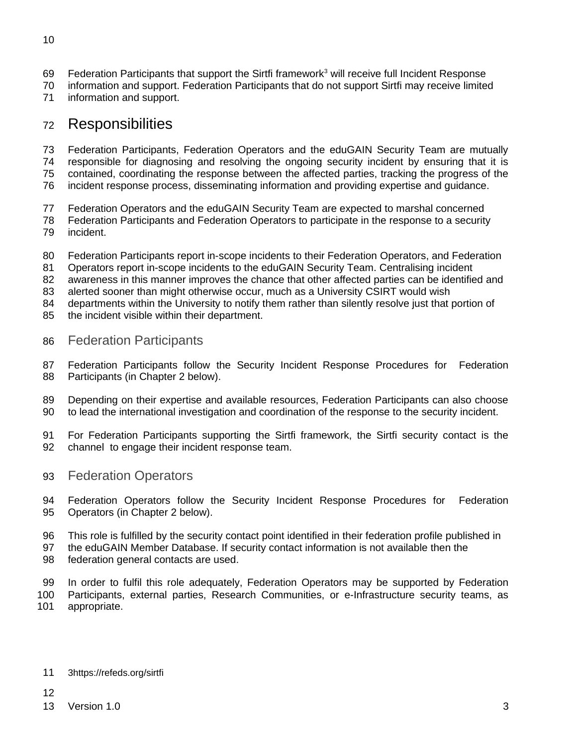Federation Participants that support the Sirtfi framework[3] will receive full Incident Response information and support. Federation Participants that do not support Sirtfi may receive limited information and support.

# Responsibilities

Federation Participants, Federation Operators and the eduGAIN Security Team are mutually responsible for diagnosing and resolving the ongoing security incident by ensuring that it is contained, coordinating the response between the affected parties, tracking the progress of the incident response process, disseminating information and providing expertise and guidance.

Federation Operators and the eduGAIN Security Team are expected to marshal concerned Federation Participants and Federation Operators to participate in the response to a security incident.

Federation Participants report in-scope incidents to their Federation Operators, and Federation Operators report in-scope incidents to the eduGAIN Security Team. Centralising incident awareness in this manner improves the chance that other affected parties can be identified and alerted sooner than might otherwise occur, much as a University CSIRT would wish departments within the University to notify them rather than silently resolve just that portion of the incident visible within their department.

## Federation Participants

Federation Participants follow the Security Incident Response Procedures for Federation Participants (in Chapter 2 below).

Depending on their expertise and available resources, Federation Participants can also choose to lead the international investigation and coordination of the response to the security incident.

For Federation Participants supporting the Sirtfi framework, the Sirtfi security contact is the channel to engage their incident response team.

## Federation Operators

Federation Operators follow the Security Incident Response Procedures for Federation Operators (in Chapter 2 below).

This role is fulfilled by the security contact point identified in their federation profile published in the eduGAIN Member Database. If security contact information is not available then the federation general contacts are used.

In order to fulfil this role adequately, Federation Operators may be supported by Federation Participants, external parties, Research Communities, or e-Infrastructure security teams, as appropriate.

[3] https://refeds.org/sirtfi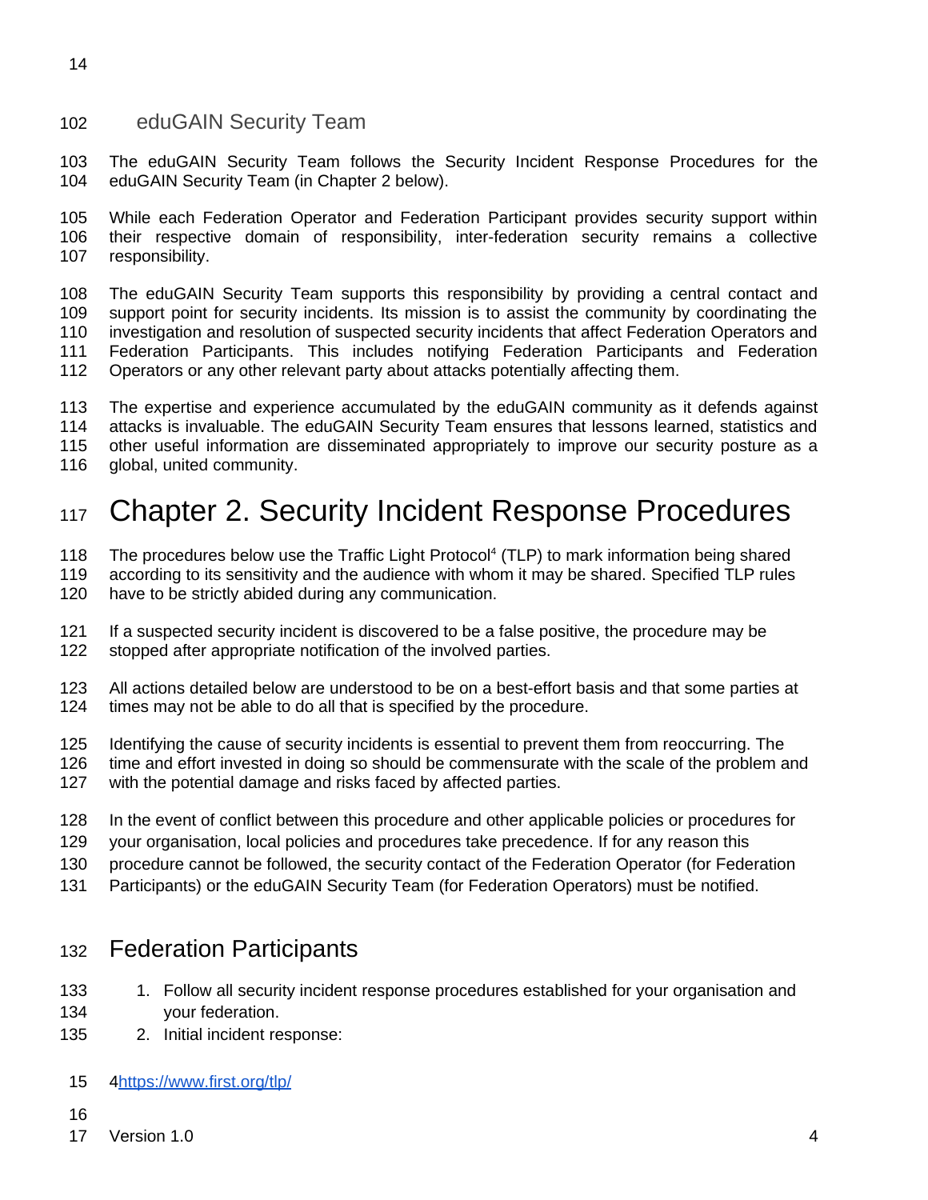## eduGAIN Security Team

The eduGAIN Security Team follows the Security Incident Response Procedures for the eduGAIN Security Team (in Chapter 2 below).

While each Federation Operator and Federation Participant provides security support within their respective domain of responsibility, inter-federation security remains a collective responsibility.

The eduGAIN Security Team supports this responsibility by providing a central contact and support point for security incidents. Its mission is to assist the community by coordinating the investigation and resolution of suspected security incidents that affect Federation Operators and Federation Participants. This includes notifying Federation Participants and Federation Operators or any other relevant party about attacks potentially affecting them.

The expertise and experience accumulated by the eduGAIN community as it defends against attacks is invaluable. The eduGAIN Security Team ensures that lessons learned, statistics and other useful information are disseminated appropriately to improve our security posture as a global, united community.

# Chapter 2. Security Incident Response Procedures

The procedures below use the Traffic Light Protocol[4] (TLP) to mark information being shared according to its sensitivity and the audience with whom it may be shared. Specified TLP rules have to be strictly abided during any communication.

If a suspected security incident is discovered to be a false positive, the procedure may be stopped after appropriate notification of the involved parties.

All actions detailed below are understood to be on a best-effort basis and that some parties at times may not be able to do all that is specified by the procedure.

Identifying the cause of security incidents is essential to prevent them from reoccurring. The time and effort invested in doing so should be commensurate with the scale of the problem and with the potential damage and risks faced by affected parties.

In the event of conflict between this procedure and other applicable policies or procedures for your organisation, local policies and procedures take precedence. If for any reason this procedure cannot be followed, the security contact of the Federation Operator (for Federation Participants) or the eduGAIN Security Team (for Federation Operators) must be notified.

## Federation Participants

1. Follow all security incident response procedures established for your organisation and your federation.
2. Initial incident response:

[4] https://www.first.org/tlp/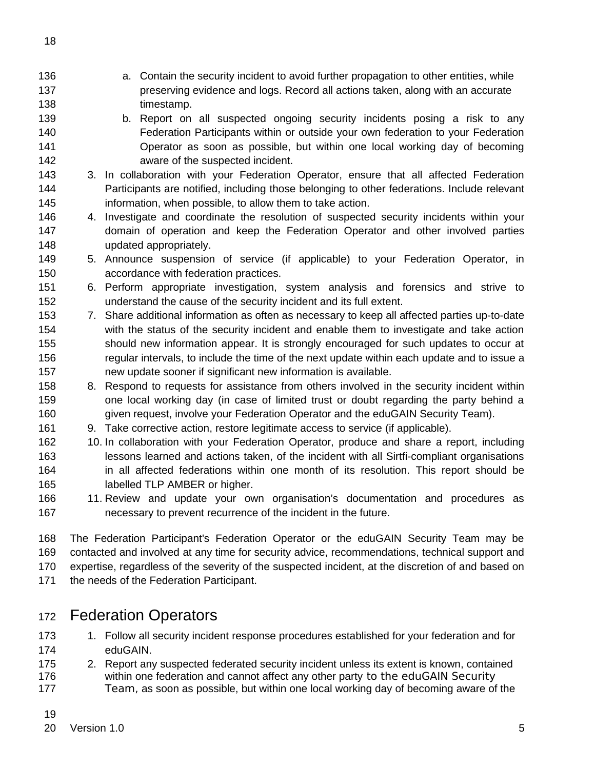a. Contain the security incident to avoid further propagation to other entities, while preserving evidence and logs. Record all actions taken, along with an accurate timestamp.
   b. Report on all suspected ongoing security incidents posing a risk to any Federation Participants within or outside your own federation to your Federation Operator as soon as possible, but within one local working day of becoming aware of the suspected incident.
3. In collaboration with your Federation Operator, ensure that all affected Federation Participants are notified, including those belonging to other federations. Include relevant information, when possible, to allow them to take action.
4. Investigate and coordinate the resolution of suspected security incidents within your domain of operation and keep the Federation Operator and other involved parties updated appropriately.
5. Announce suspension of service (if applicable) to your Federation Operator, in accordance with federation practices.
6. Perform appropriate investigation, system analysis and forensics and strive to understand the cause of the security incident and its full extent.
7. Share additional information as often as necessary to keep all affected parties up-to-date with the status of the security incident and enable them to investigate and take action should new information appear. It is strongly encouraged for such updates to occur at regular intervals, to include the time of the next update within each update and to issue a new update sooner if significant new information is available.
8. Respond to requests for assistance from others involved in the security incident within one local working day (in case of limited trust or doubt regarding the party behind a given request, involve your Federation Operator and the eduGAIN Security Team).
9. Take corrective action, restore legitimate access to service (if applicable).
10. In collaboration with your Federation Operator, produce and share a report, including lessons learned and actions taken, of the incident with all Sirtfi-compliant organisations in all affected federations within one month of its resolution. This report should be labelled TLP AMBER or higher.
11. Review and update your own organisation's documentation and procedures as necessary to prevent recurrence of the incident in the future.

The Federation Participant's Federation Operator or the eduGAIN Security Team may be contacted and involved at any time for security advice, recommendations, technical support and expertise, regardless of the severity of the suspected incident, at the discretion of and based on the needs of the Federation Participant.

# Federation Operators

1. Follow all security incident response procedures established for your federation and for eduGAIN.
2. Report any suspected federated security incident unless its extent is known, contained within one federation and cannot affect any other party to the eduGAIN Security Team, as soon as possible, but within one local working day of becoming aware of the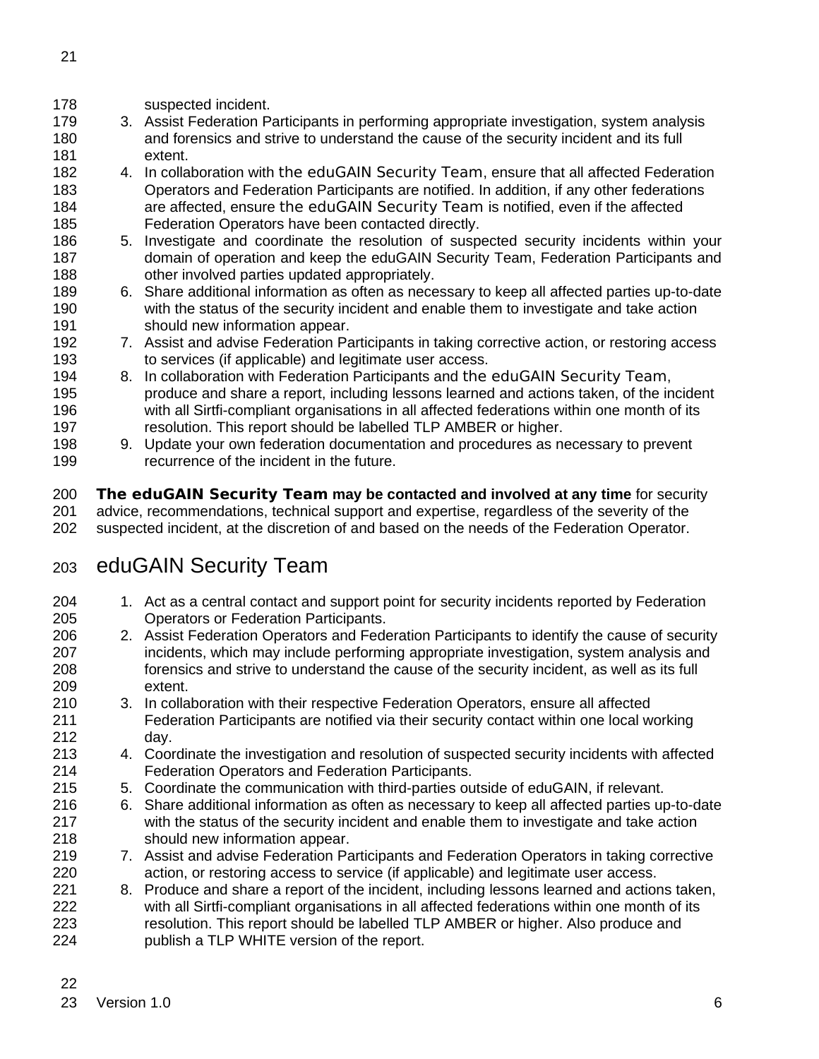suspected incident.

3. Assist Federation Participants in performing appropriate investigation, system analysis and forensics and strive to understand the cause of the security incident and its full extent.
4. In collaboration with the eduGAIN Security Team, ensure that all affected Federation Operators and Federation Participants are notified. In addition, if any other federations are affected, ensure the eduGAIN Security Team is notified, even if the affected Federation Operators have been contacted directly.
5. Investigate and coordinate the resolution of suspected security incidents within your domain of operation and keep the eduGAIN Security Team, Federation Participants and other involved parties updated appropriately.
6. Share additional information as often as necessary to keep all affected parties up-to-date with the status of the security incident and enable them to investigate and take action should new information appear.
7. Assist and advise Federation Participants in taking corrective action, or restoring access to services (if applicable) and legitimate user access.
8. In collaboration with Federation Participants and the eduGAIN Security Team, produce and share a report, including lessons learned and actions taken, of the incident with all Sirtfi-compliant organisations in all affected federations within one month of its resolution. This report should be labelled TLP AMBER or higher.
9. Update your own federation documentation and procedures as necessary to prevent recurrence of the incident in the future.

**The eduGAIN Security Team may be contacted and involved at any time** for security advice, recommendations, technical support and expertise, regardless of the severity of the suspected incident, at the discretion of and based on the needs of the Federation Operator.

## eduGAIN Security Team

1. Act as a central contact and support point for security incidents reported by Federation Operators or Federation Participants.
2. Assist Federation Operators and Federation Participants to identify the cause of security incidents, which may include performing appropriate investigation, system analysis and forensics and strive to understand the cause of the security incident, as well as its full extent.
3. In collaboration with their respective Federation Operators, ensure all affected Federation Participants are notified via their security contact within one local working day.
4. Coordinate the investigation and resolution of suspected security incidents with affected Federation Operators and Federation Participants.
5. Coordinate the communication with third-parties outside of eduGAIN, if relevant.
6. Share additional information as often as necessary to keep all affected parties up-to-date with the status of the security incident and enable them to investigate and take action should new information appear.
7. Assist and advise Federation Participants and Federation Operators in taking corrective action, or restoring access to service (if applicable) and legitimate user access.
8. Produce and share a report of the incident, including lessons learned and actions taken, with all Sirtfi-compliant organisations in all affected federations within one month of its resolution. This report should be labelled TLP AMBER or higher. Also produce and publish a TLP WHITE version of the report.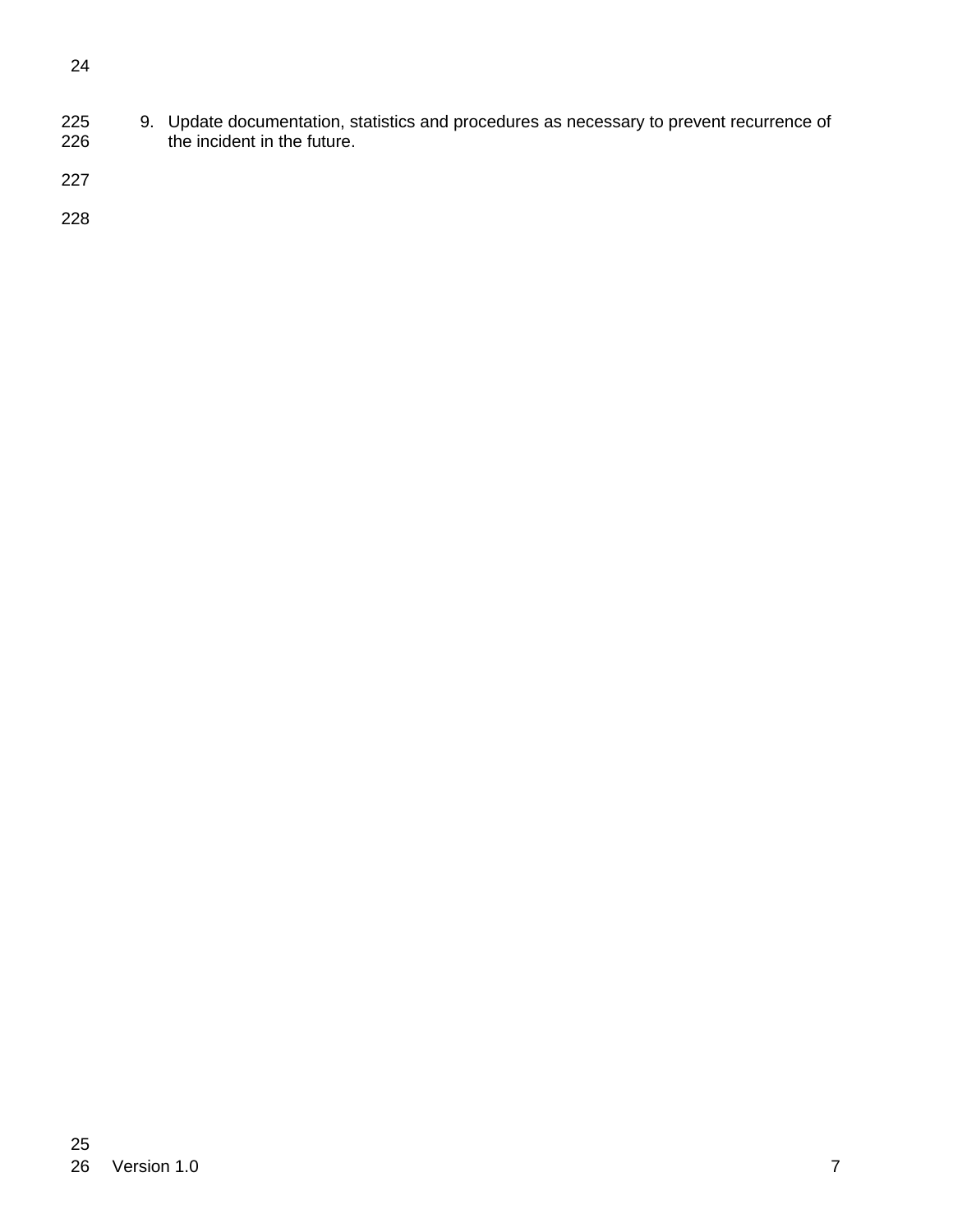9. Update documentation, statistics and procedures as necessary to prevent recurrence of the incident in the future.